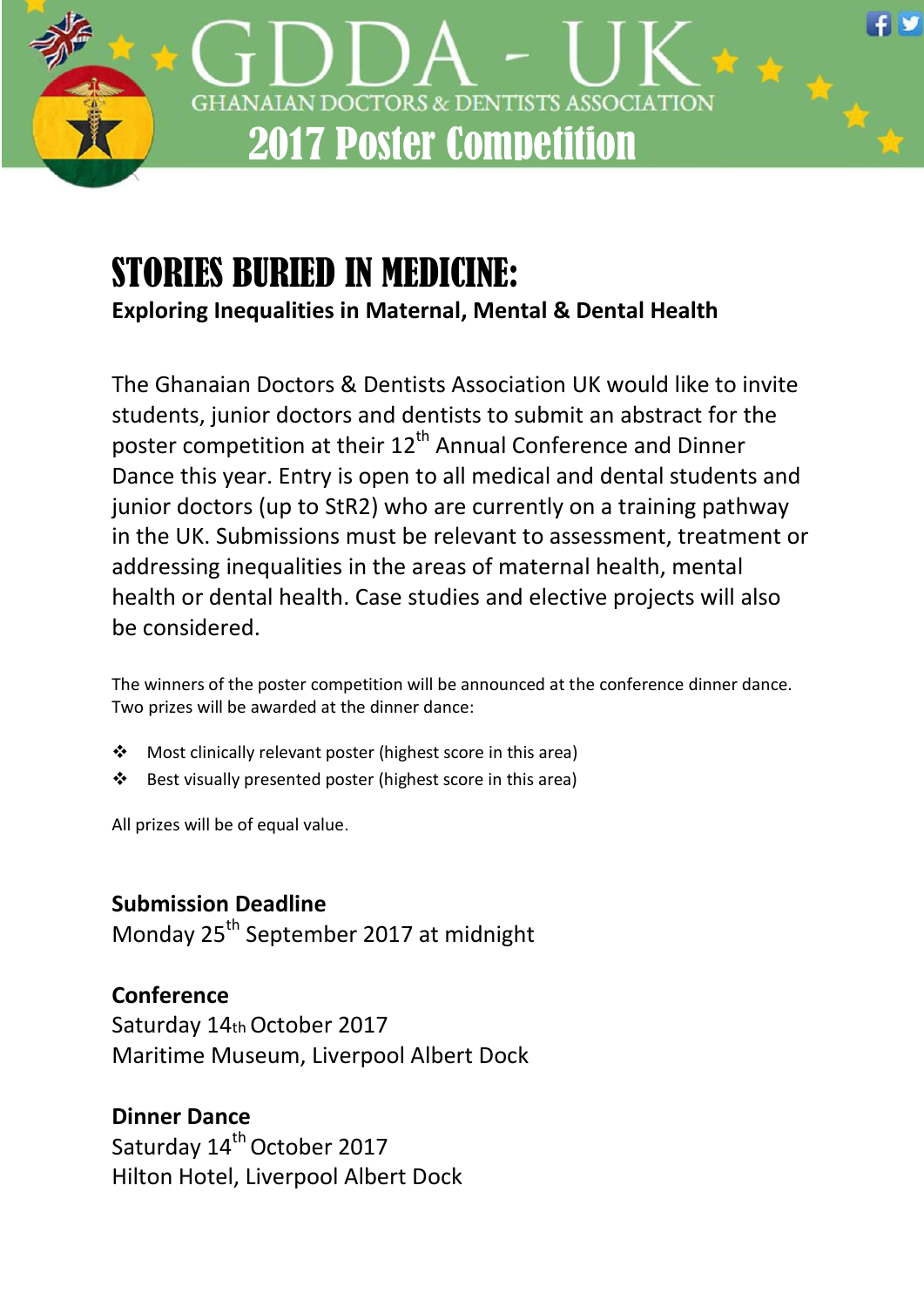# GDDA - UK

GHANAIAN DOCTORS & DENTISTS ASSOCIATION

## 2017 Poster Competition

# STORIES BURIED IN MEDICINE:

**Exploring Inequalities in Maternal, Mental & Dental Health**

The Ghanaian Doctors & Dentists Association UK would like to invite students, junior doctors and dentists to submit an abstract for the poster competition at their 12th Annual Conference and Dinner Dance this year. Entry is open to all medical and dental students and junior doctors (up to StR2) who are currently on a training pathway in the UK. Submissions must be relevant to assessment, treatment or addressing inequalities in the areas of maternal health, mental health or dental health. Case studies and elective projects will also be considered.

The winners of the poster competition will be announced at the conference dinner dance. Two prizes will be awarded at the dinner dance:

- Most clinically relevant poster (highest score in this area)
- Best visually presented poster (highest score in this area)

All prizes will be of equal value.

**Submission Deadline**
Monday 25th September 2017 at midnight

**Conference**
Saturday 14th October 2017
Maritime Museum, Liverpool Albert Dock

**Dinner Dance**
Saturday 14th October 2017
Hilton Hotel, Liverpool Albert Dock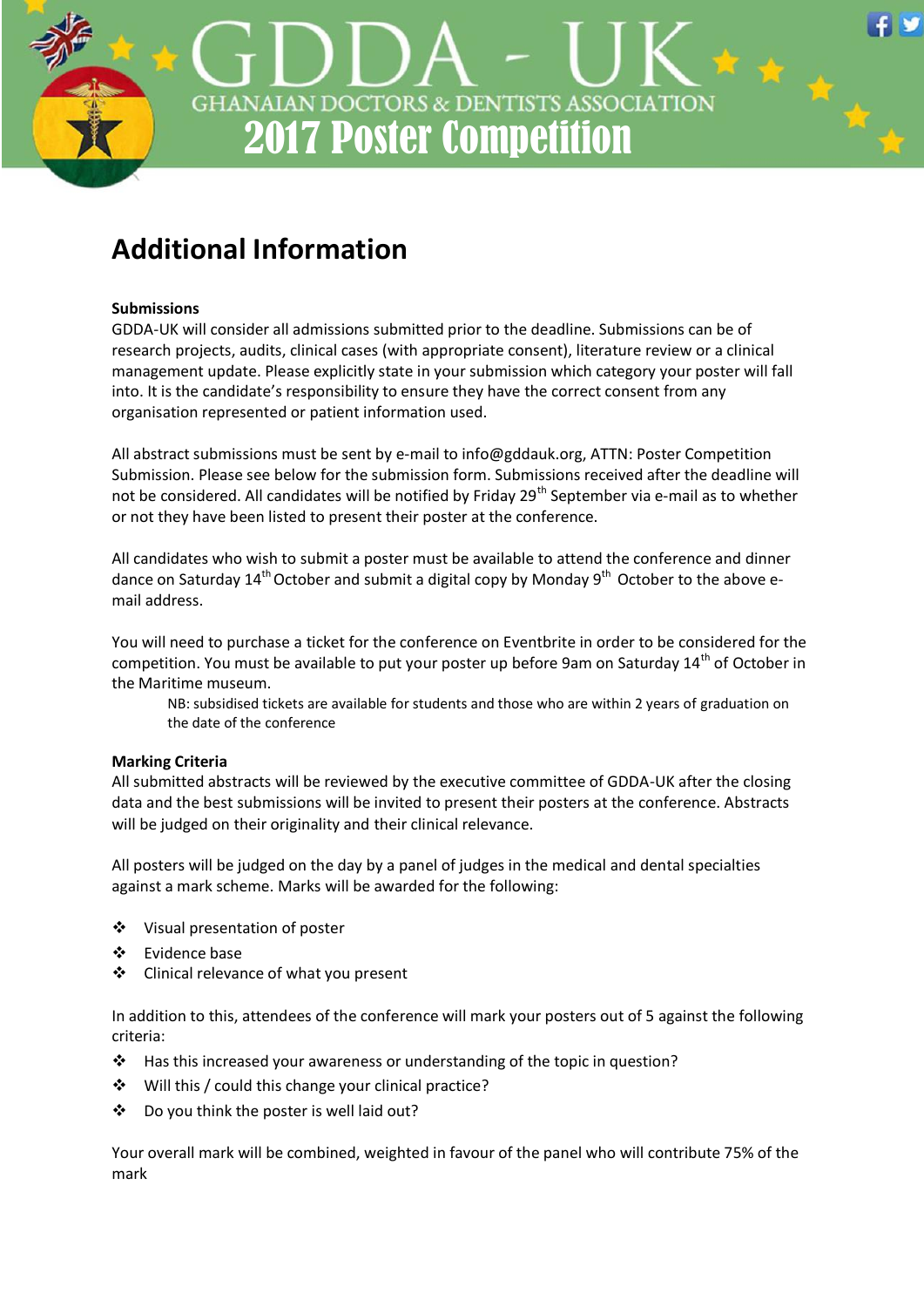# Additional Information

**Submissions**

GDDA-UK will consider all admissions submitted prior to the deadline. Submissions can be of research projects, audits, clinical cases (with appropriate consent), literature review or a clinical management update. Please explicitly state in your submission which category your poster will fall into. It is the candidate's responsibility to ensure they have the correct consent from any organisation represented or patient information used.

All abstract submissions must be sent by e-mail to info@gddauk.org, ATTN: Poster Competition Submission. Please see below for the submission form. Submissions received after the deadline will not be considered. All candidates will be notified by Friday 29th September via e-mail as to whether or not they have been listed to present their poster at the conference.

All candidates who wish to submit a poster must be available to attend the conference and dinner dance on Saturday 14th October and submit a digital copy by Monday 9th October to the above e-mail address.

You will need to purchase a ticket for the conference on Eventbrite in order to be considered for the competition. You must be available to put your poster up before 9am on Saturday 14th of October in the Maritime museum.

> NB: subsidised tickets are available for students and those who are within 2 years of graduation on the date of the conference

**Marking Criteria**

All submitted abstracts will be reviewed by the executive committee of GDDA-UK after the closing data and the best submissions will be invited to present their posters at the conference. Abstracts will be judged on their originality and their clinical relevance.

All posters will be judged on the day by a panel of judges in the medical and dental specialties against a mark scheme. Marks will be awarded for the following:

- Visual presentation of poster
- Evidence base
- Clinical relevance of what you present

In addition to this, attendees of the conference will mark your posters out of 5 against the following criteria:

- Has this increased your awareness or understanding of the topic in question?
- Will this / could this change your clinical practice?
- Do you think the poster is well laid out?

Your overall mark will be combined, weighted in favour of the panel who will contribute 75% of the mark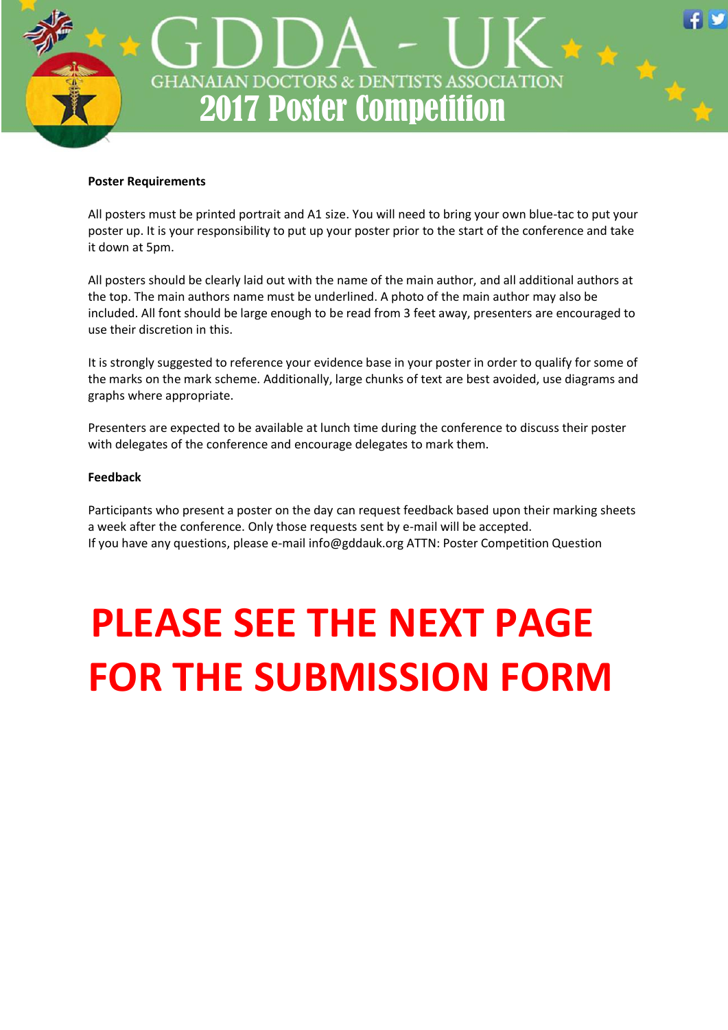# GDDA - UK

GHANAIAN DOCTORS & DENTISTS ASSOCIATION

## 2017 Poster Competition

**Poster Requirements**

All posters must be printed portrait and A1 size. You will need to bring your own blue-tac to put your poster up. It is your responsibility to put up your poster prior to the start of the conference and take it down at 5pm.

All posters should be clearly laid out with the name of the main author, and all additional authors at the top. The main authors name must be underlined. A photo of the main author may also be included. All font should be large enough to be read from 3 feet away, presenters are encouraged to use their discretion in this.

It is strongly suggested to reference your evidence base in your poster in order to qualify for some of the marks on the mark scheme. Additionally, large chunks of text are best avoided, use diagrams and graphs where appropriate.

Presenters are expected to be available at lunch time during the conference to discuss their poster with delegates of the conference and encourage delegates to mark them.

**Feedback**

Participants who present a poster on the day can request feedback based upon their marking sheets a week after the conference. Only those requests sent by e-mail will be accepted.
If you have any questions, please e-mail info@gddauk.org ATTN: Poster Competition Question

# PLEASE SEE THE NEXT PAGE FOR THE SUBMISSION FORM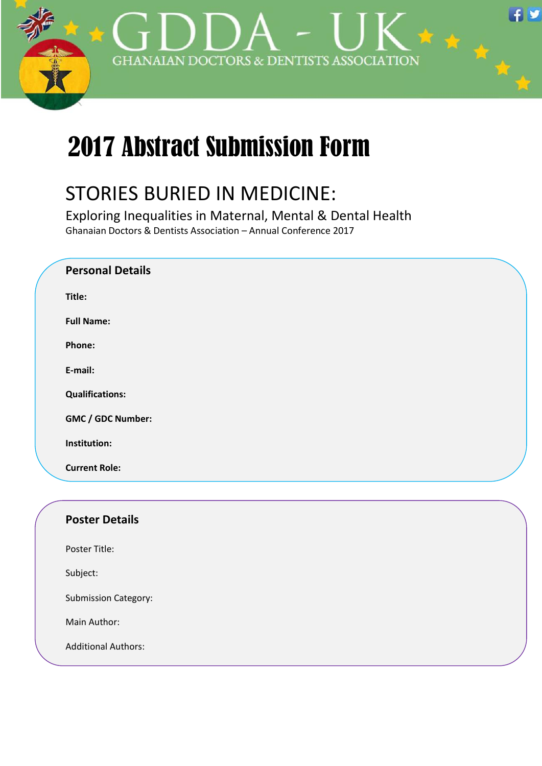GDDA - UK

GHANAIAN DOCTORS & DENTISTS ASSOCIATION

# 2017 Abstract Submission Form

## STORIES BURIED IN MEDICINE:

### Exploring Inequalities in Maternal, Mental & Dental Health

Ghanaian Doctors & Dentists Association – Annual Conference 2017

**Personal Details**

**Title:**

**Full Name:**

**Phone:**

**E-mail:**

**Qualifications:**

**GMC / GDC Number:**

**Institution:**

**Current Role:**

**Poster Details**

Poster Title:

Subject:

Submission Category:

Main Author:

Additional Authors: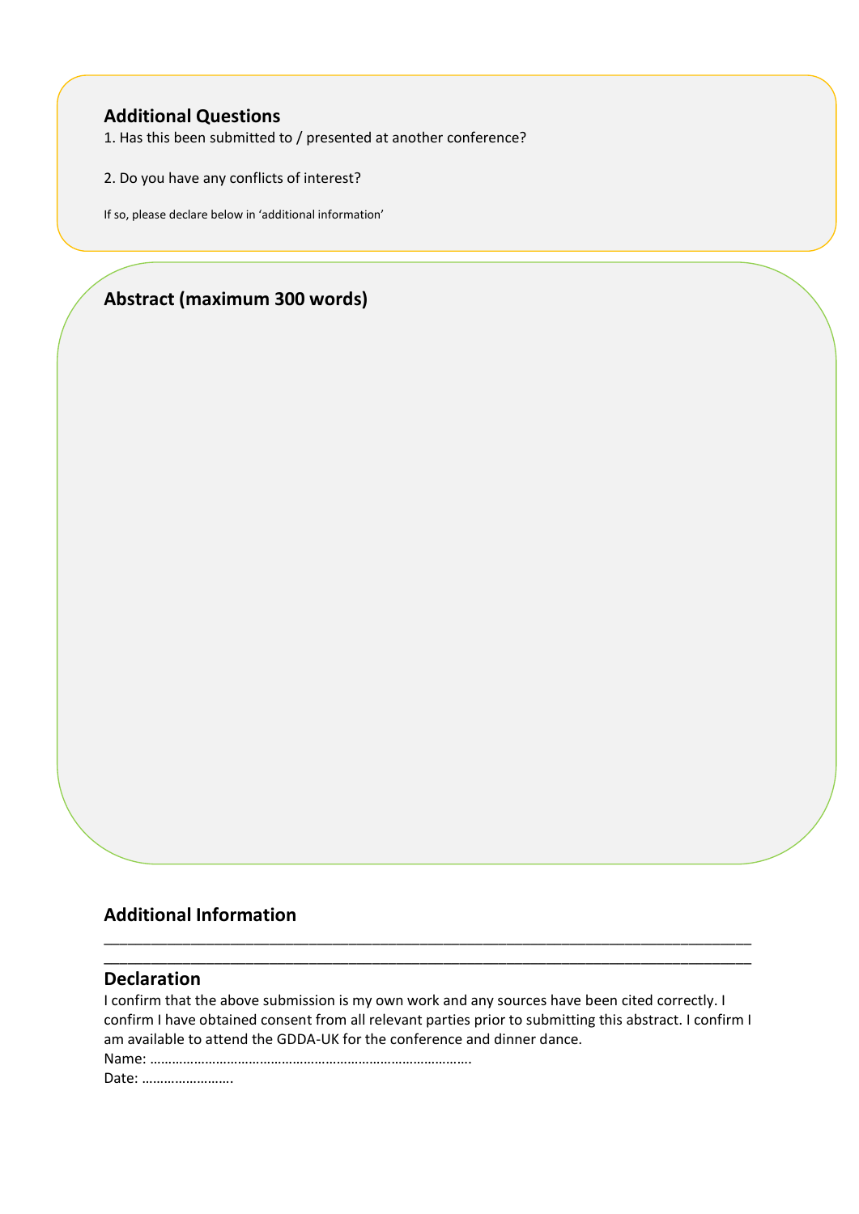## Additional Questions

1. Has this been submitted to / presented at another conference?

2. Do you have any conflicts of interest?

If so, please declare below in 'additional information'

## Abstract (maximum 300 words)

## Additional Information

\_\_\_\_\_\_\_\_\_\_\_\_\_\_\_\_\_\_\_\_\_\_\_\_\_\_\_\_\_\_\_\_\_\_\_\_\_\_\_\_\_\_\_\_\_\_\_\_\_\_\_\_\_\_\_\_\_\_\_\_\_\_\_\_\_\_\_\_\_\_\_\_\_\_\_\_\_\_

\_\_\_\_\_\_\_\_\_\_\_\_\_\_\_\_\_\_\_\_\_\_\_\_\_\_\_\_\_\_\_\_\_\_\_\_\_\_\_\_\_\_\_\_\_\_\_\_\_\_\_\_\_\_\_\_\_\_\_\_\_\_\_\_\_\_\_\_\_\_\_\_\_\_\_\_\_\_

## Declaration

I confirm that the above submission is my own work and any sources have been cited correctly. I confirm I have obtained consent from all relevant parties prior to submitting this abstract. I confirm I am available to attend the GDDA-UK for the conference and dinner dance.

Name: ……………………………………………………………………………

Date: …………………….